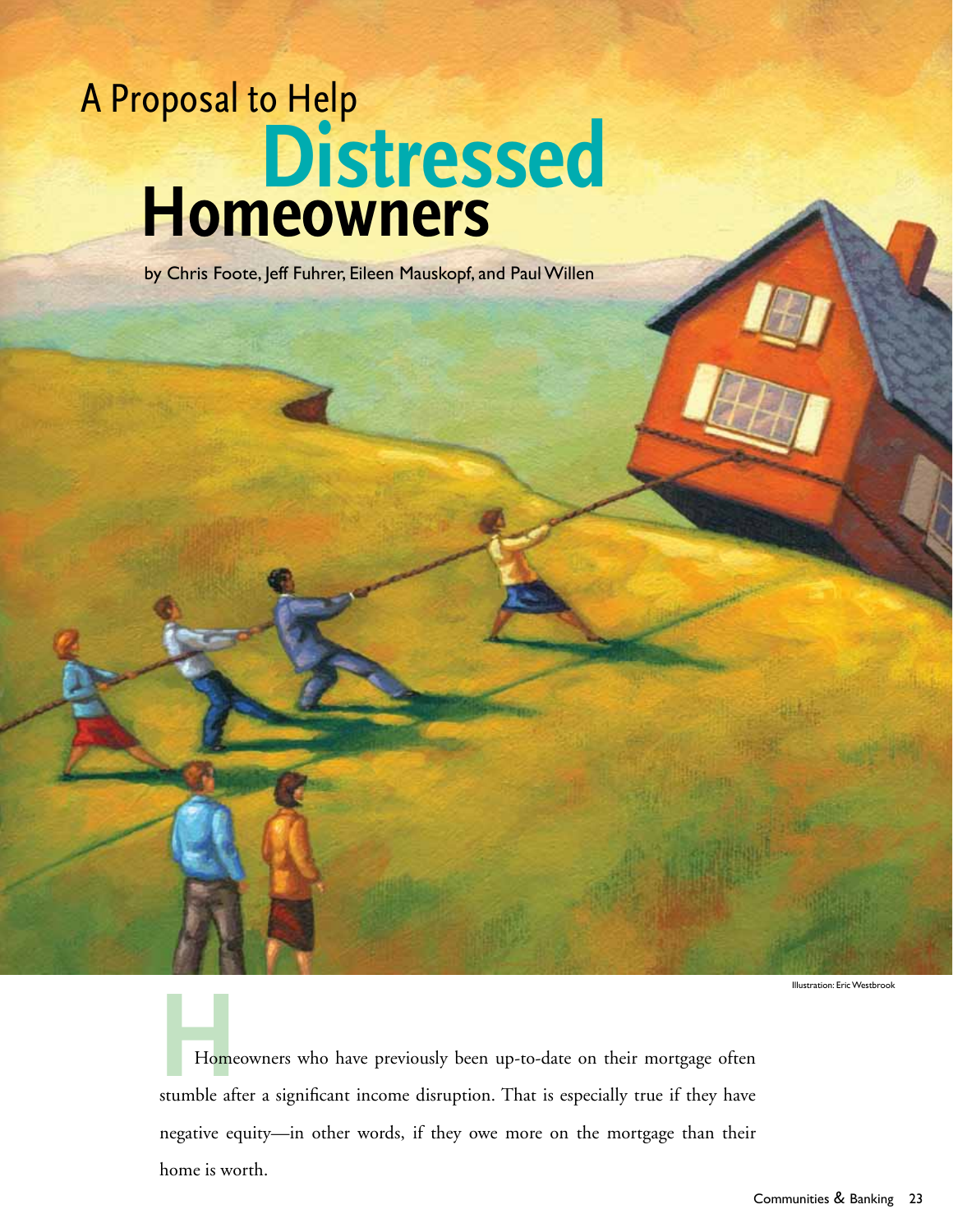# A Proposal to Help Distressed Homeowners

by Chris Foote, Jeff Fuhrer, Eileen Mauskopf, and Paul Willen

Illustration: Eric Westbrook

Homeowners who have previously been up-to-date on their mortgage often stumble after a significant income disruption. That is especially true if they have negative equity—in other words, if they owe more on the mortgage than their home is worth.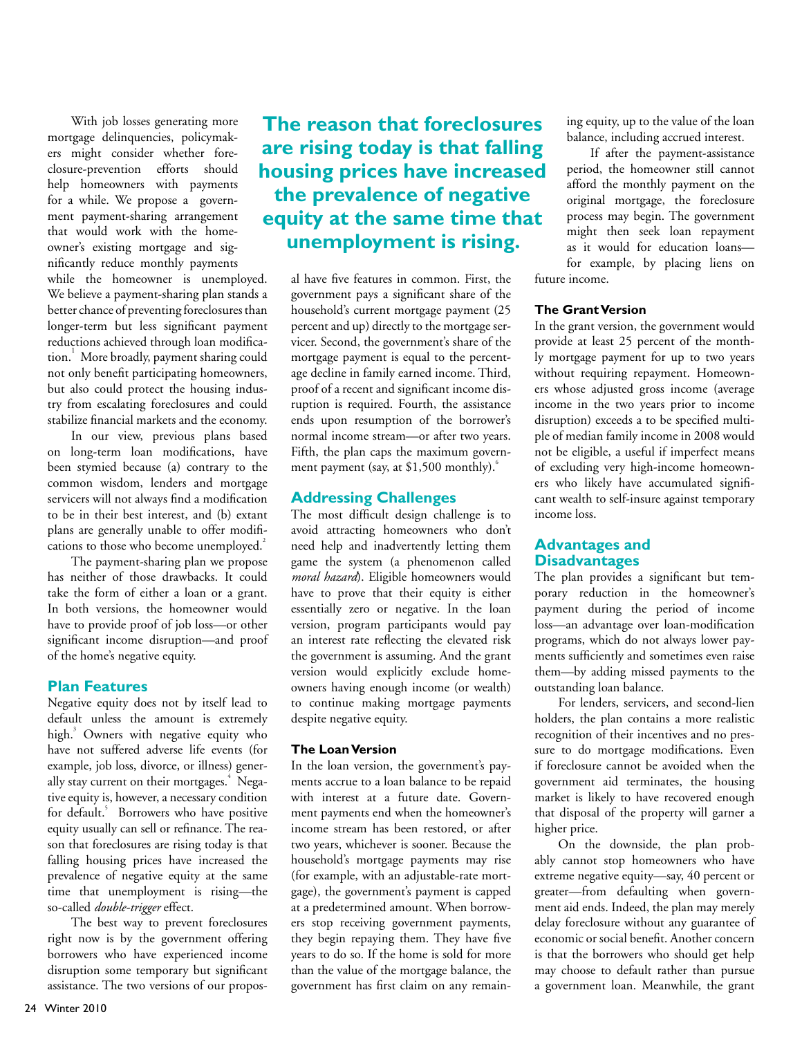With job losses generating more mortgage delinquencies, policymakers might consider whether foreclosure-prevention efforts should help homeowners with payments for a while. We propose a government payment-sharing arrangement that would work with the homeowner's existing mortgage and significantly reduce monthly payments while the homeowner is unemployed. We believe a payment-sharing plan stands a better chance of preventing foreclosures than longer-term but less significant payment reductions achieved through loan modification.[1] More broadly, payment sharing could not only benefit participating homeowners, but also could protect the housing industry from escalating foreclosures and could stabilize financial markets and the economy.

In our view, previous plans based on long-term loan modifications, have been stymied because (a) contrary to the common wisdom, lenders and mortgage servicers will not always find a modification to be in their best interest, and (b) extant plans are generally unable to offer modifications to those who become unemployed.[2]

The payment-sharing plan we propose has neither of those drawbacks. It could take the form of either a loan or a grant. In both versions, the homeowner would have to provide proof of job loss—or other significant income disruption—and proof of the home's negative equity.

## Plan Features

Negative equity does not by itself lead to default unless the amount is extremely high.[3] Owners with negative equity who have not suffered adverse life events (for example, job loss, divorce, or illness) generally stay current on their mortgages.[4] Negative equity is, however, a necessary condition for default.[5] Borrowers who have positive equity usually can sell or refinance. The reason that foreclosures are rising today is that falling housing prices have increased the prevalence of negative equity at the same time that unemployment is rising—the so-called *double-trigger* effect.

The best way to prevent foreclosures right now is by the government offering borrowers who have experienced income disruption some temporary but significant assistance. The two versions of our proposal have five features in common. First, the government pays a significant share of the household's current mortgage payment (25 percent and up) directly to the mortgage servicer. Second, the government's share of the mortgage payment is equal to the percentage decline in family earned income. Third, proof of a recent and significant income disruption is required. Fourth, the assistance ends upon resumption of the borrower's normal income stream—or after two years. Fifth, the plan caps the maximum government payment (say, at $1,500 monthly).[6]

**The reason that foreclosures are rising today is that falling housing prices have increased the prevalence of negative equity at the same time that unemployment is rising.**

## Addressing Challenges

The most difficult design challenge is to avoid attracting homeowners who don't need help and inadvertently letting them game the system (a phenomenon called *moral hazard*). Eligible homeowners would have to prove that their equity is either essentially zero or negative. In the loan version, program participants would pay an interest rate reflecting the elevated risk the government is assuming. And the grant version would explicitly exclude homeowners having enough income (or wealth) to continue making mortgage payments despite negative equity.

### The Loan Version

In the loan version, the government's payments accrue to a loan balance to be repaid with interest at a future date. Government payments end when the homeowner's income stream has been restored, or after two years, whichever is sooner. Because the household's mortgage payments may rise (for example, with an adjustable-rate mortgage), the government's payment is capped at a predetermined amount. When borrowers stop receiving government payments, they begin repaying them. They have five years to do so. If the home is sold for more than the value of the mortgage balance, the government has first claim on any remaining equity, up to the value of the loan balance, including accrued interest.

If after the payment-assistance period, the homeowner still cannot afford the monthly payment on the original mortgage, the foreclosure process may begin. The government might then seek loan repayment as it would for education loans—for example, by placing liens on future income.

### The Grant Version

In the grant version, the government would provide at least 25 percent of the monthly mortgage payment for up to two years without requiring repayment. Homeowners whose adjusted gross income (average income in the two years prior to income disruption) exceeds a to be specified multiple of median family income in 2008 would not be eligible, a useful if imperfect means of excluding very high-income homeowners who likely have accumulated significant wealth to self-insure against temporary income loss.

## Advantages and Disadvantages

The plan provides a significant but temporary reduction in the homeowner's payment during the period of income loss—an advantage over loan-modification programs, which do not always lower payments sufficiently and sometimes even raise them—by adding missed payments to the outstanding loan balance.

For lenders, servicers, and second-lien holders, the plan contains a more realistic recognition of their incentives and no pressure to do mortgage modifications. Even if foreclosure cannot be avoided when the government aid terminates, the housing market is likely to have recovered enough that disposal of the property will garner a higher price.

On the downside, the plan probably cannot stop homeowners who have extreme negative equity—say, 40 percent or greater—from defaulting when government aid ends. Indeed, the plan may merely delay foreclosure without any guarantee of economic or social benefit. Another concern is that the borrowers who should get help may choose to default rather than pursue a government loan. Meanwhile, the grant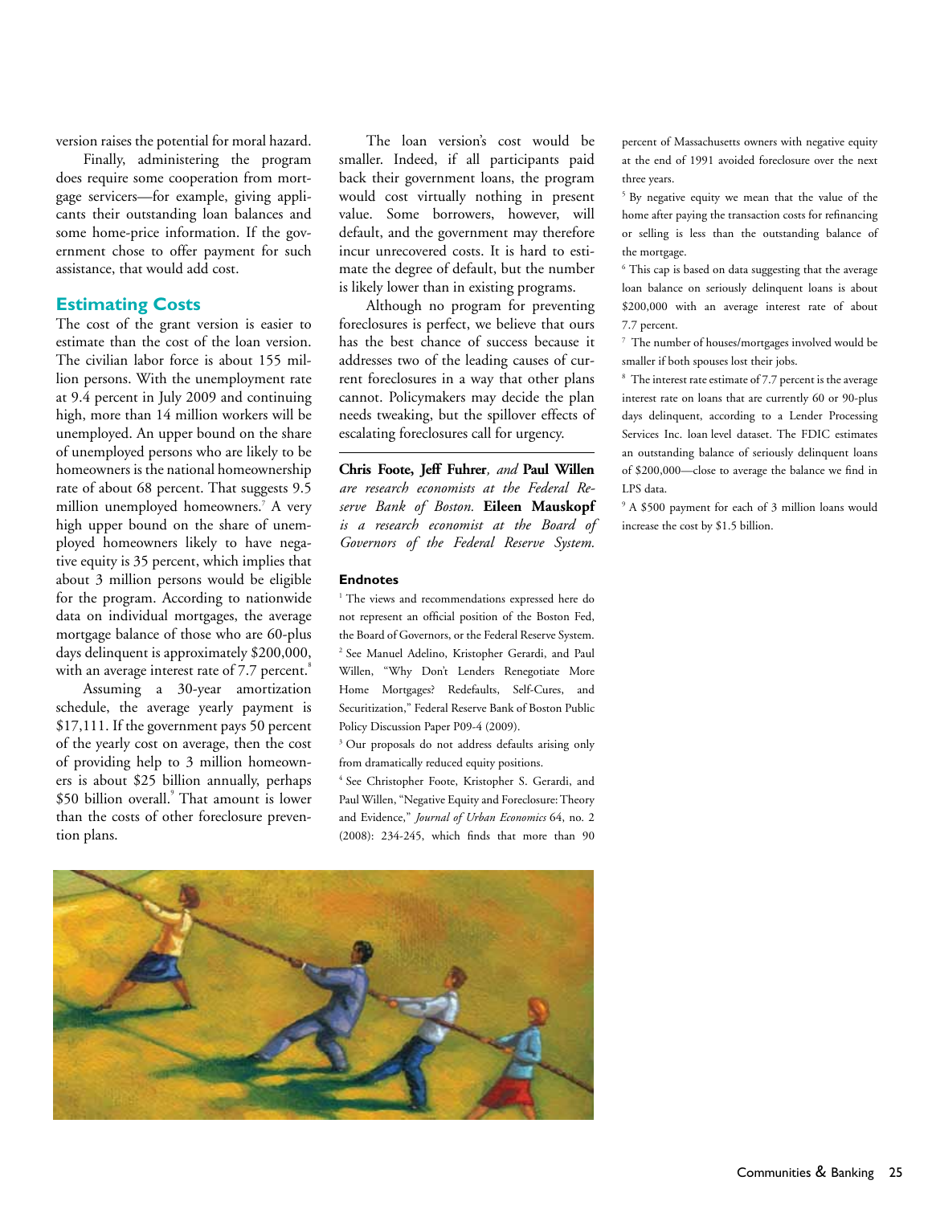version raises the potential for moral hazard.

Finally, administering the program does require some cooperation from mortgage servicers—for example, giving applicants their outstanding loan balances and some home-price information. If the government chose to offer payment for such assistance, that would add cost.

## Estimating Costs

The cost of the grant version is easier to estimate than the cost of the loan version. The civilian labor force is about 155 million persons. With the unemployment rate at 9.4 percent in July 2009 and continuing high, more than 14 million workers will be unemployed. An upper bound on the share of unemployed persons who are likely to be homeowners is the national homeownership rate of about 68 percent. That suggests 9.5 million unemployed homeowners.[7] A very high upper bound on the share of unemployed homeowners likely to have negative equity is 35 percent, which implies that about 3 million persons would be eligible for the program. According to nationwide data on individual mortgages, the average mortgage balance of those who are 60-plus days delinquent is approximately $200,000, with an average interest rate of 7.7 percent.[8]

Assuming a 30-year amortization schedule, the average yearly payment is $17,111. If the government pays 50 percent of the yearly cost on average, then the cost of providing help to 3 million homeowners is about $25 billion annually, perhaps $50 billion overall.[9] That amount is lower than the costs of other foreclosure prevention plans.

The loan version's cost would be smaller. Indeed, if all participants paid back their government loans, the program would cost virtually nothing in present value. Some borrowers, however, will default, and the government may therefore incur unrecovered costs. It is hard to estimate the degree of default, but the number is likely lower than in existing programs.

Although no program for preventing foreclosures is perfect, we believe that ours has the best chance of success because it addresses two of the leading causes of current foreclosures in a way that other plans cannot. Policymakers may decide the plan needs tweaking, but the spillover effects of escalating foreclosures call for urgency.

**Chris Foote, Jeff Fuhrer**, *and* **Paul Willen** *are research economists at the Federal Reserve Bank of Boston.* **Eileen Mauskopf** *is a research economist at the Board of Governors of the Federal Reserve System.*

### Endnotes

[1] The views and recommendations expressed here do not represent an official position of the Boston Fed, the Board of Governors, or the Federal Reserve System.

[2] See Manuel Adelino, Kristopher Gerardi, and Paul Willen, "Why Don't Lenders Renegotiate More Home Mortgages? Redefaults, Self-Cures, and Securitization," Federal Reserve Bank of Boston Public Policy Discussion Paper P09-4 (2009).

[3] Our proposals do not address defaults arising only from dramatically reduced equity positions.

[4] See Christopher Foote, Kristopher S. Gerardi, and Paul Willen, "Negative Equity and Foreclosure: Theory and Evidence," *Journal of Urban Economics* 64, no. 2 (2008): 234-245, which finds that more than 90 percent of Massachusetts owners with negative equity at the end of 1991 avoided foreclosure over the next three years.

[5] By negative equity we mean that the value of the home after paying the transaction costs for refinancing or selling is less than the outstanding balance of the mortgage.

[6] This cap is based on data suggesting that the average loan balance on seriously delinquent loans is about $200,000 with an average interest rate of about 7.7 percent.

[7] The number of houses/mortgages involved would be smaller if both spouses lost their jobs.

[8] The interest rate estimate of 7.7 percent is the average interest rate on loans that are currently 60 or 90-plus days delinquent, according to a Lender Processing Services Inc. loan level dataset. The FDIC estimates an outstanding balance of seriously delinquent loans of $200,000—close to average the balance we find in LPS data.

[9] A $500 payment for each of 3 million loans would increase the cost by $1.5 billion.